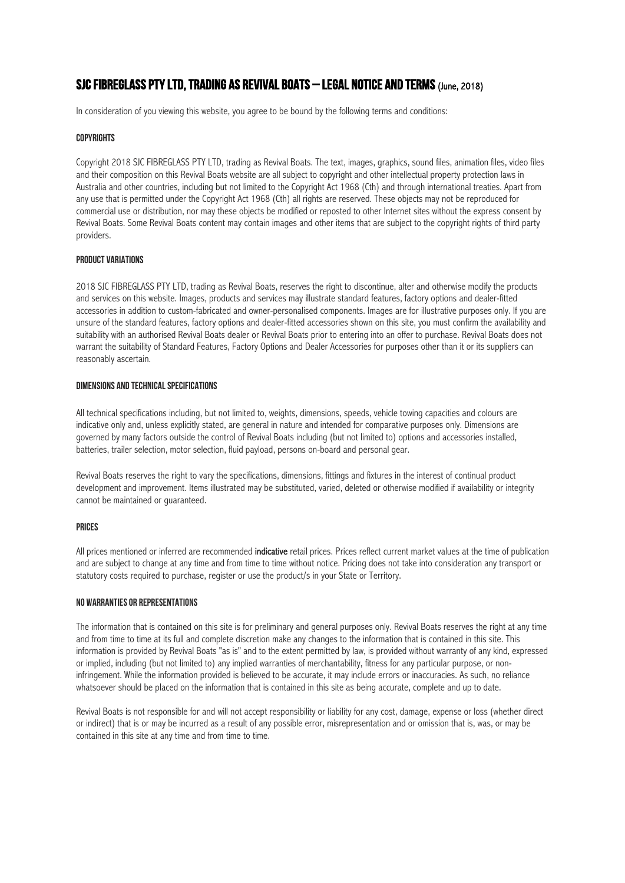# SJC FIBREGLASS PTY LTD, TRADING AS REVIVAL BOATS – LEGAL NOTICE AND TERMS (June, 2018)

In consideration of you viewing this website, you agree to be bound by the following terms and conditions:

## COPYRIGHTS

Copyright 2018 SJC FIBREGLASS PTY LTD, trading as Revival Boats. The text, images, graphics, sound files, animation files, video files and their composition on this Revival Boats website are all subject to copyright and other intellectual property protection laws in Australia and other countries, including but not limited to the Copyright Act 1968 (Cth) and through international treaties. Apart from any use that is permitted under the Copyright Act 1968 (Cth) all rights are reserved. These objects may not be reproduced for commercial use or distribution, nor may these objects be modified or reposted to other Internet sites without the express consent by Revival Boats. Some Revival Boats content may contain images and other items that are subject to the copyright rights of third party providers.

## PRODUCT VARIATIONS

2018 SJC FIBREGLASS PTY LTD, trading as Revival Boats, reserves the right to discontinue, alter and otherwise modify the products and services on this website. Images, products and services may illustrate standard features, factory options and dealer-fitted accessories in addition to custom-fabricated and owner-personalised components. Images are for illustrative purposes only. If you are unsure of the standard features, factory options and dealer-fitted accessories shown on this site, you must confirm the availability and suitability with an authorised Revival Boats dealer or Revival Boats prior to entering into an offer to purchase. Revival Boats does not warrant the suitability of Standard Features, Factory Options and Dealer Accessories for purposes other than it or its suppliers can reasonably ascertain.

## DIMENSIONS AND TECHNICAL SPECIFICATIONS

All technical specifications including, but not limited to, weights, dimensions, speeds, vehicle towing capacities and colours are indicative only and, unless explicitly stated, are general in nature and intended for comparative purposes only. Dimensions are governed by many factors outside the control of Revival Boats including (but not limited to) options and accessories installed, batteries, trailer selection, motor selection, fluid payload, persons on-board and personal gear.

Revival Boats reserves the right to vary the specifications, dimensions, fittings and fixtures in the interest of continual product development and improvement. Items illustrated may be substituted, varied, deleted or otherwise modified if availability or integrity cannot be maintained or guaranteed.

## PRICES

All prices mentioned or inferred are recommended **indicative** retail prices. Prices reflect current market values at the time of publication and are subject to change at any time and from time to time without notice. Pricing does not take into consideration any transport or statutory costs required to purchase, register or use the product/s in your State or Territory.

## NO WARRANTIES OR REPRESENTATIONS

The information that is contained on this site is for preliminary and general purposes only. Revival Boats reserves the right at any time and from time to time at its full and complete discretion make any changes to the information that is contained in this site. This information is provided by Revival Boats "as is" and to the extent permitted by law, is provided without warranty of any kind, expressed or implied, including (but not limited to) any implied warranties of merchantability, fitness for any particular purpose, or non-infringement. While the information provided is believed to be accurate, it may include errors or inaccuracies. As such, no reliance whatsoever should be placed on the information that is contained in this site as being accurate, complete and up to date.

Revival Boats is not responsible for and will not accept responsibility or liability for any cost, damage, expense or loss (whether direct or indirect) that is or may be incurred as a result of any possible error, misrepresentation and or omission that is, was, or may be contained in this site at any time and from time to time.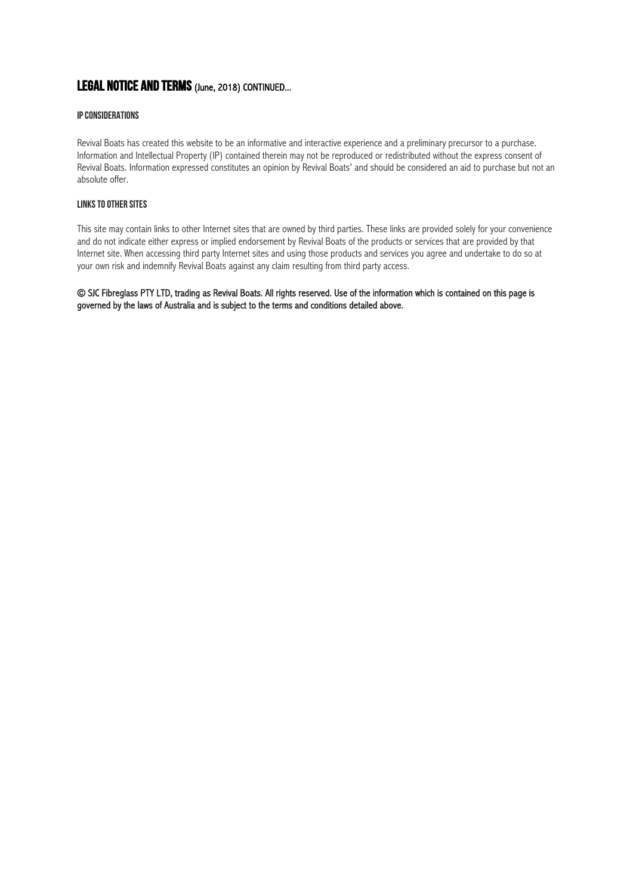# LEGAL NOTICE AND TERMS (June, 2018) CONTINUED...

### IP CONSIDERATIONS

Revival Boats has created this website to be an informative and interactive experience and a preliminary precursor to a purchase. Information and Intellectual Property (IP) contained therein may not be reproduced or redistributed without the express consent of Revival Boats. Information expressed constitutes an opinion by Revival Boats' and should be considered an aid to purchase but not an absolute offer.

### LINKS TO OTHER SITES

This site may contain links to other Internet sites that are owned by third parties. These links are provided solely for your convenience and do not indicate either express or implied endorsement by Revival Boats of the products or services that are provided by that Internet site. When accessing third party Internet sites and using those products and services you agree and undertake to do so at your own risk and indemnify Revival Boats against any claim resulting from third party access.

**© SJC Fibreglass PTY LTD, trading as Revival Boats. All rights reserved. Use of the information which is contained on this page is governed by the laws of Australia and is subject to the terms and conditions detailed above.**